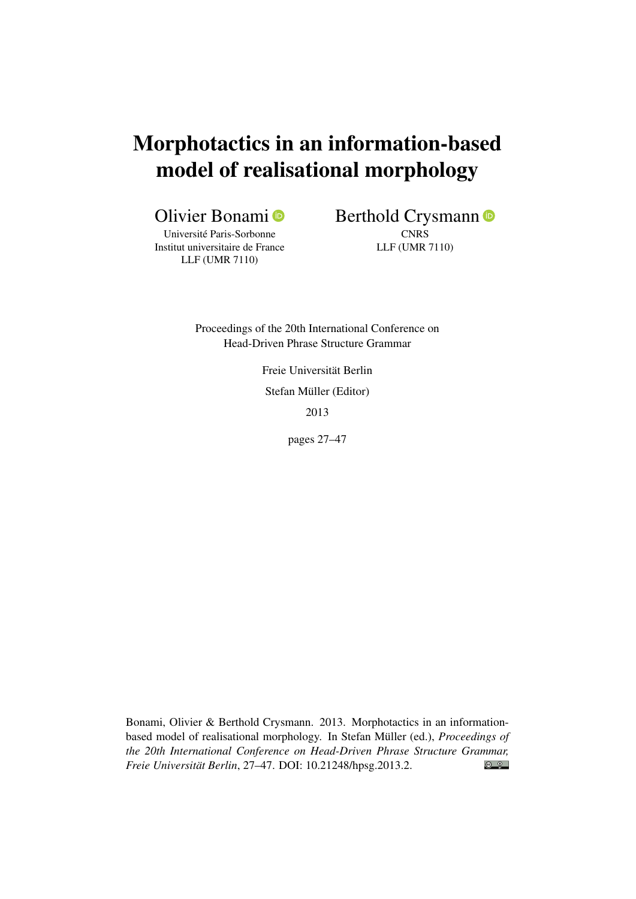# Morphotactics in an information-based model of realisational morphology

Olivier Bonami
Université Paris-Sorbonne
Institut universitaire de France
LLF (UMR 7110)

Berthold Crysmann
CNRS
LLF (UMR 7110)

Proceedings of the 20th International Conference on Head-Driven Phrase Structure Grammar

Freie Universität Berlin

Stefan Müller (Editor)

2013

pages 27–47

Bonami, Olivier & Berthold Crysmann. 2013. Morphotactics in an information-based model of realisational morphology. In Stefan Müller (ed.), *Proceedings of the 20th International Conference on Head-Driven Phrase Structure Grammar, Freie Universität Berlin*, 27–47. DOI: 10.21248/hpsg.2013.2.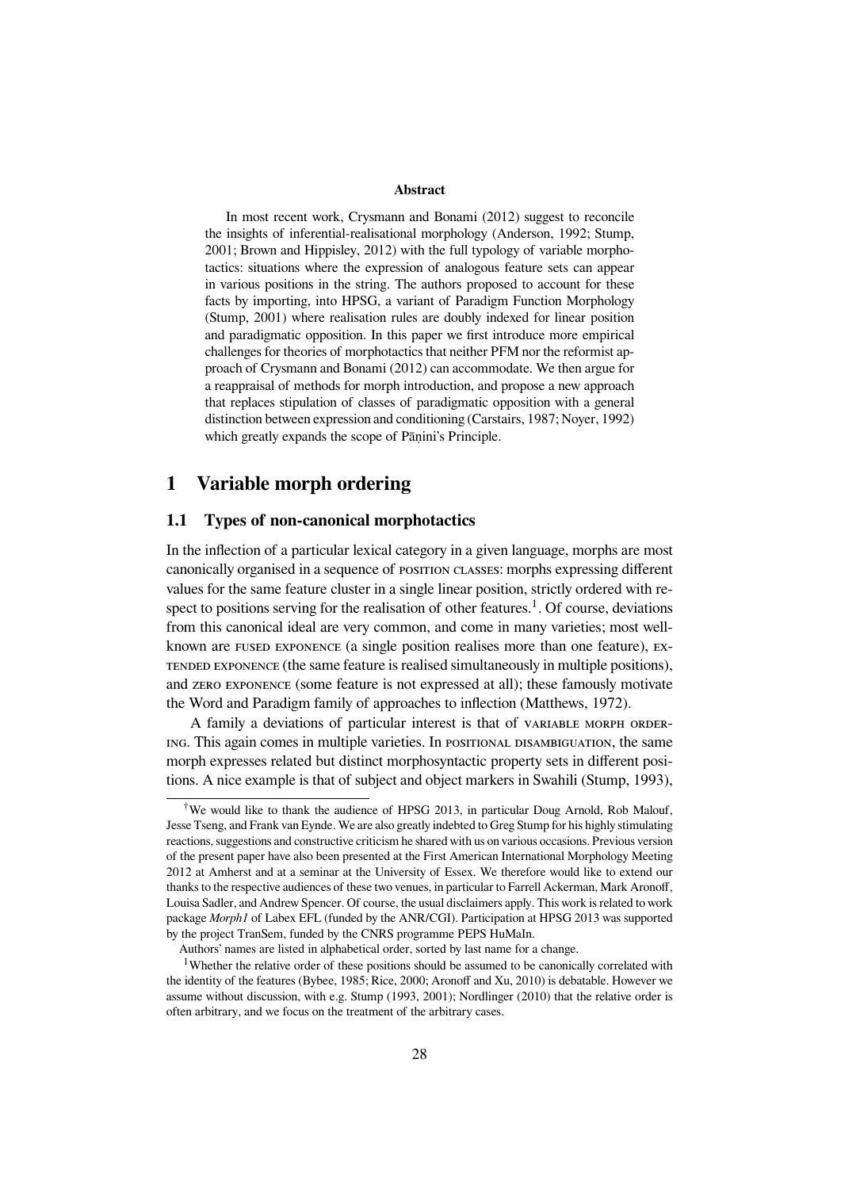**Abstract**

In most recent work, Crysmann and Bonami (2012) suggest to reconcile the insights of inferential-realisational morphology (Anderson, 1992; Stump, 2001; Brown and Hippisley, 2012) with the full typology of variable morphotactics: situations where the expression of analogous feature sets can appear in various positions in the string. The authors proposed to account for these facts by importing, into HPSG, a variant of Paradigm Function Morphology (Stump, 2001) where realisation rules are doubly indexed for linear position and paradigmatic opposition. In this paper we first introduce more empirical challenges for theories of morphotactics that neither PFM nor the reformist approach of Crysmann and Bonami (2012) can accommodate. We then argue for a reappraisal of methods for morph introduction, and propose a new approach that replaces stipulation of classes of paradigmatic opposition with a general distinction between expression and conditioning (Carstairs, 1987; Noyer, 1992) which greatly expands the scope of Pāṇini's Principle.

# 1 Variable morph ordering

## 1.1 Types of non-canonical morphotactics

In the inflection of a particular lexical category in a given language, morphs are most canonically organised in a sequence of POSITION CLASSES: morphs expressing different values for the same feature cluster in a single linear position, strictly ordered with respect to positions serving for the realisation of other features.[1]. Of course, deviations from this canonical ideal are very common, and come in many varieties; most well-known are FUSED EXPONENCE (a single position realises more than one feature), EXTENDED EXPONENCE (the same feature is realised simultaneously in multiple positions), and ZERO EXPONENCE (some feature is not expressed at all); these famously motivate the Word and Paradigm family of approaches to inflection (Matthews, 1972).

A family a deviations of particular interest is that of VARIABLE MORPH ORDERING. This again comes in multiple varieties. In POSITIONAL DISAMBIGUATION, the same morph expresses related but distinct morphosyntactic property sets in different positions. A nice example is that of subject and object markers in Swahili (Stump, 1993),

---

[†]We would like to thank the audience of HPSG 2013, in particular Doug Arnold, Rob Malouf, Jesse Tseng, and Frank van Eynde. We are also greatly indebted to Greg Stump for his highly stimulating reactions, suggestions and constructive criticism he shared with us on various occasions. Previous version of the present paper have also been presented at the First American International Morphology Meeting 2012 at Amherst and at a seminar at the University of Essex. We therefore would like to extend our thanks to the respective audiences of these two venues, in particular to Farrell Ackerman, Mark Aronoff, Louisa Sadler, and Andrew Spencer. Of course, the usual disclaimers apply. This work is related to work package *Morph1* of Labex EFL (funded by the ANR/CGI). Participation at HPSG 2013 was supported by the project TranSem, funded by the CNRS programme PEPS HuMaIn.

Authors' names are listed in alphabetical order, sorted by last name for a change.

[1]Whether the relative order of these positions should be assumed to be canonically correlated with the identity of the features (Bybee, 1985; Rice, 2000; Aronoff and Xu, 2010) is debatable. However we assume without discussion, with e.g. Stump (1993, 2001); Nordlinger (2010) that the relative order is often arbitrary, and we focus on the treatment of the arbitrary cases.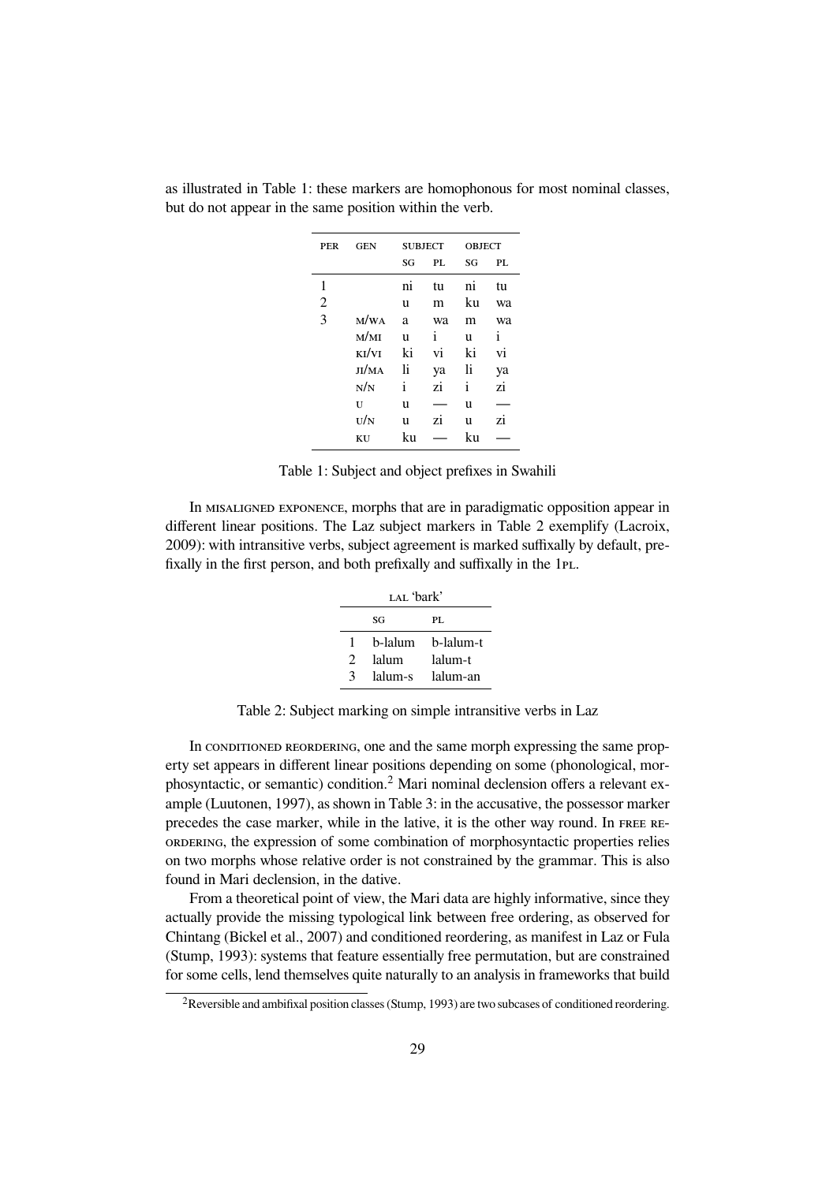as illustrated in Table 1: these markers are homophonous for most nominal classes, but do not appear in the same position within the verb.

| PER | GEN | SUBJECT | | OBJECT | |
|---|---|---|---|---|---|
| | | SG | PL | SG | PL |
| 1 | | ni | tu | ni | tu |
| 2 | | u | m | ku | wa |
| 3 | M/WA | a | wa | m | wa |
| | M/MI | u | i | u | i |
| | KI/VI | ki | vi | ki | vi |
| | JI/MA | li | ya | li | ya |
| | N/N | i | zi | i | zi |
| | U | u | — | u | — |
| | U/N | u | zi | u | zi |
| | KU | ku | — | ku | — |

Table 1: Subject and object prefixes in Swahili

In MISALIGNED EXPONENCE, morphs that are in paradigmatic opposition appear in different linear positions. The Laz subject markers in Table 2 exemplify (Lacroix, 2009): with intransitive verbs, subject agreement is marked suffixally by default, prefixally in the first person, and both prefixally and suffixally in the 1PL.

| LAL 'bark' | | |
|---|---|---|
| | SG | PL |
| 1 | b-lalum | b-lalum-t |
| 2 | lalum | lalum-t |
| 3 | lalum-s | lalum-an |

Table 2: Subject marking on simple intransitive verbs in Laz

In CONDITIONED REORDERING, one and the same morph expressing the same property set appears in different linear positions depending on some (phonological, morphosyntactic, or semantic) condition.[2] Mari nominal declension offers a relevant example (Luutonen, 1997), as shown in Table 3: in the accusative, the possessor marker precedes the case marker, while in the lative, it is the other way round. In FREE REORDERING, the expression of some combination of morphosyntactic properties relies on two morphs whose relative order is not constrained by the grammar. This is also found in Mari declension, in the dative.

From a theoretical point of view, the Mari data are highly informative, since they actually provide the missing typological link between free ordering, as observed for Chintang (Bickel et al., 2007) and conditioned reordering, as manifest in Laz or Fula (Stump, 1993): systems that feature essentially free permutation, but are constrained for some cells, lend themselves quite naturally to an analysis in frameworks that build

[2] Reversible and ambifixal position classes (Stump, 1993) are two subcases of conditioned reordering.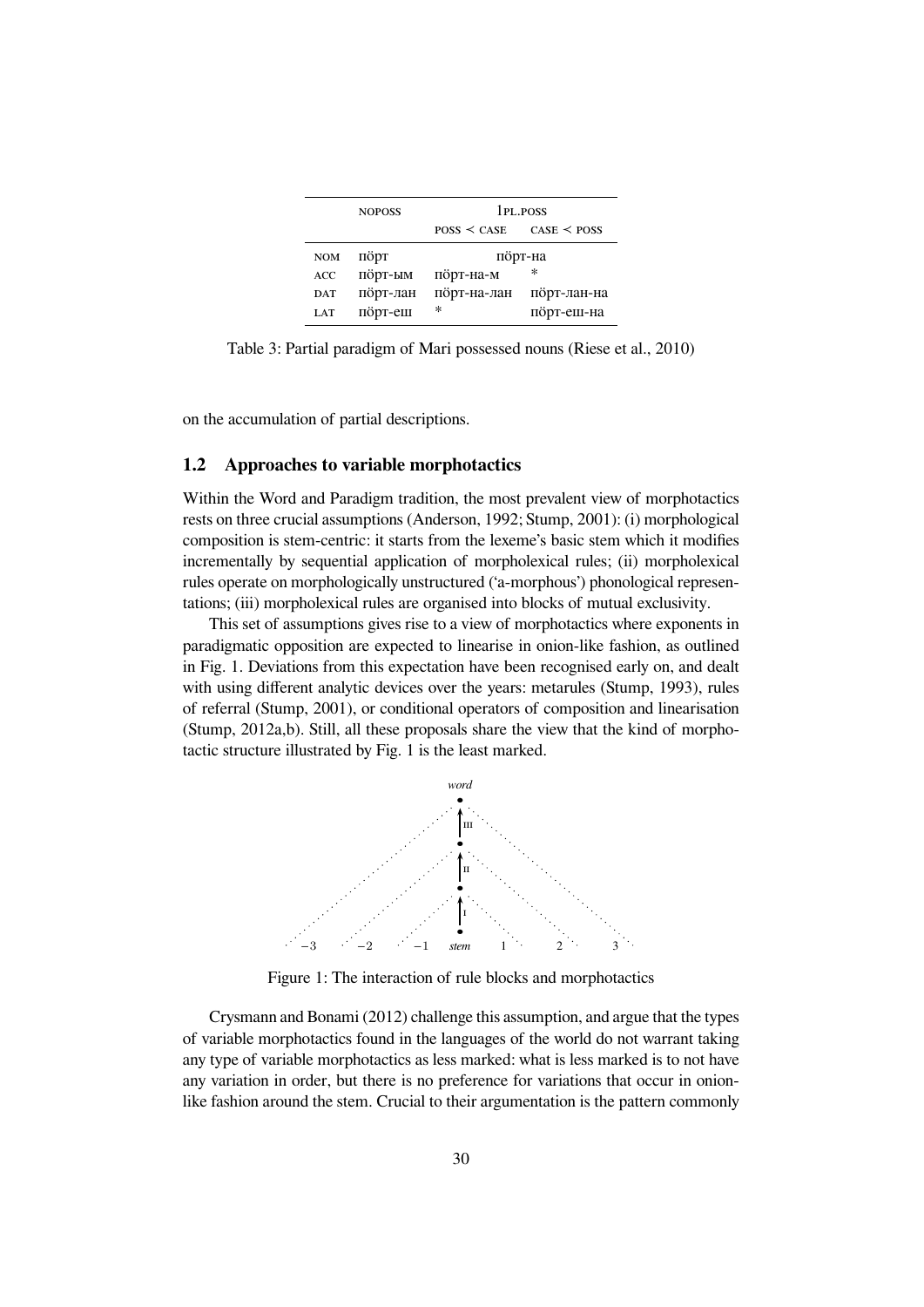| | NOPOSS | 1PL.POSS | |
|---|---|---|---|
| | | POSS ≺ CASE | CASE ≺ POSS |
| NOM | пӧрт | пӧрт-на | |
| ACC | пӧрт-ым | пӧрт-на-м | * |
| DAT | пӧрт-лан | пӧрт-на-лан | пӧрт-лан-на |
| LAT | пӧрт-еш | * | пӧрт-еш-на |

Table 3: Partial paradigm of Mari possessed nouns (Riese et al., 2010)

on the accumulation of partial descriptions.

## 1.2 Approaches to variable morphotactics

Within the Word and Paradigm tradition, the most prevalent view of morphotactics rests on three crucial assumptions (Anderson, 1992; Stump, 2001): (i) morphological composition is stem-centric: it starts from the lexeme's basic stem which it modifies incrementally by sequential application of morpholexical rules; (ii) morpholexical rules operate on morphologically unstructured ('a-morphous') phonological representations; (iii) morpholexical rules are organised into blocks of mutual exclusivity.

This set of assumptions gives rise to a view of morphotactics where exponents in paradigmatic opposition are expected to linearise in onion-like fashion, as outlined in Fig. 1. Deviations from this expectation have been recognised early on, and dealt with using different analytic devices over the years: metarules (Stump, 1993), rules of referral (Stump, 2001), or conditional operators of composition and linearisation (Stump, 2012a,b). Still, all these proposals share the view that the kind of morphotactic structure illustrated by Fig. 1 is the least marked.

Figure 1: The interaction of rule blocks and morphotactics

Crysmann and Bonami (2012) challenge this assumption, and argue that the types of variable morphotactics found in the languages of the world do not warrant taking any type of variable morphotactics as less marked: what is less marked is to not have any variation in order, but there is no preference for variations that occur in onion-like fashion around the stem. Crucial to their argumentation is the pattern commonly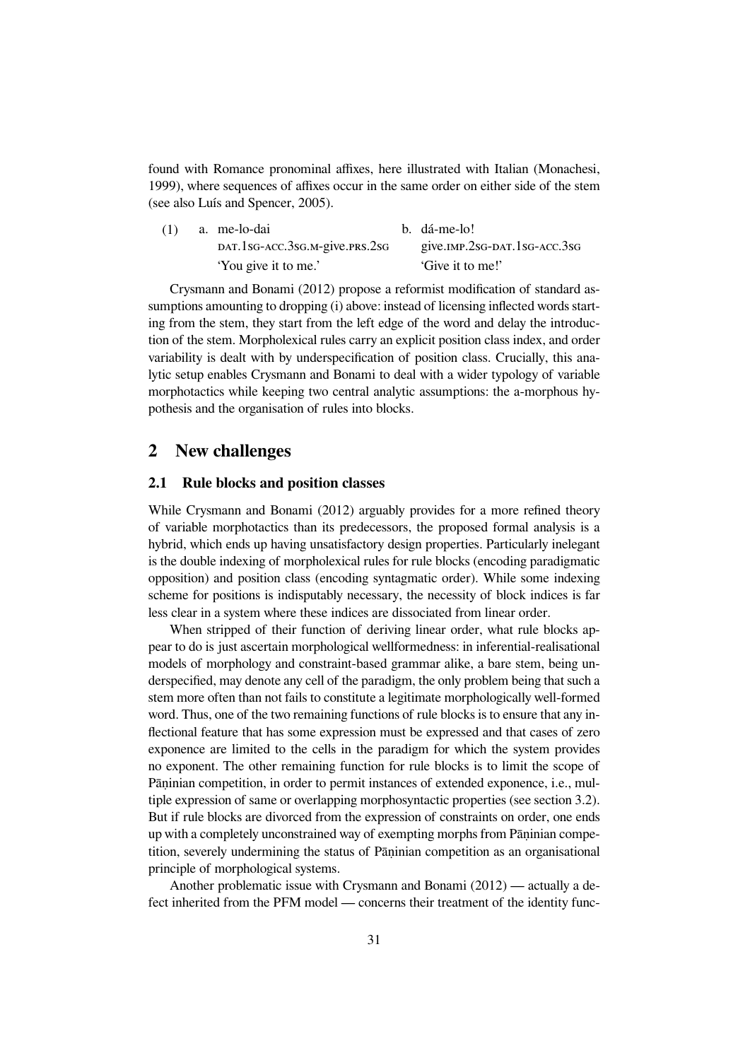found with Romance pronominal affixes, here illustrated with Italian (Monachesi, 1999), where sequences of affixes occur in the same order on either side of the stem (see also Luís and Spencer, 2005).

(1) a. me-lo-dai
DAT.1SG-ACC.3SG.M-give.PRS.2SG
'You give it to me.'

b. dá-me-lo!
give.IMP.2SG-DAT.1SG-ACC.3SG
'Give it to me!'

Crysmann and Bonami (2012) propose a reformist modification of standard assumptions amounting to dropping (i) above: instead of licensing inflected words starting from the stem, they start from the left edge of the word and delay the introduction of the stem. Morpholexical rules carry an explicit position class index, and order variability is dealt with by underspecification of position class. Crucially, this analytic setup enables Crysmann and Bonami to deal with a wider typology of variable morphotactics while keeping two central analytic assumptions: the a-morphous hypothesis and the organisation of rules into blocks.

## 2 New challenges

### 2.1 Rule blocks and position classes

While Crysmann and Bonami (2012) arguably provides for a more refined theory of variable morphotactics than its predecessors, the proposed formal analysis is a hybrid, which ends up having unsatisfactory design properties. Particularly inelegant is the double indexing of morpholexical rules for rule blocks (encoding paradigmatic opposition) and position class (encoding syntagmatic order). While some indexing scheme for positions is indisputably necessary, the necessity of block indices is far less clear in a system where these indices are dissociated from linear order.

When stripped of their function of deriving linear order, what rule blocks appear to do is just ascertain morphological wellformedness: in inferential-realisational models of morphology and constraint-based grammar alike, a bare stem, being underspecified, may denote any cell of the paradigm, the only problem being that such a stem more often than not fails to constitute a legitimate morphologically well-formed word. Thus, one of the two remaining functions of rule blocks is to ensure that any inflectional feature that has some expression must be expressed and that cases of zero exponence are limited to the cells in the paradigm for which the system provides no exponent. The other remaining function for rule blocks is to limit the scope of Pāṇinian competition, in order to permit instances of extended exponence, i.e., multiple expression of same or overlapping morphosyntactic properties (see section 3.2). But if rule blocks are divorced from the expression of constraints on order, one ends up with a completely unconstrained way of exempting morphs from Pāṇinian competition, severely undermining the status of Pāṇinian competition as an organisational principle of morphological systems.

Another problematic issue with Crysmann and Bonami (2012) — actually a defect inherited from the PFM model — concerns their treatment of the identity func-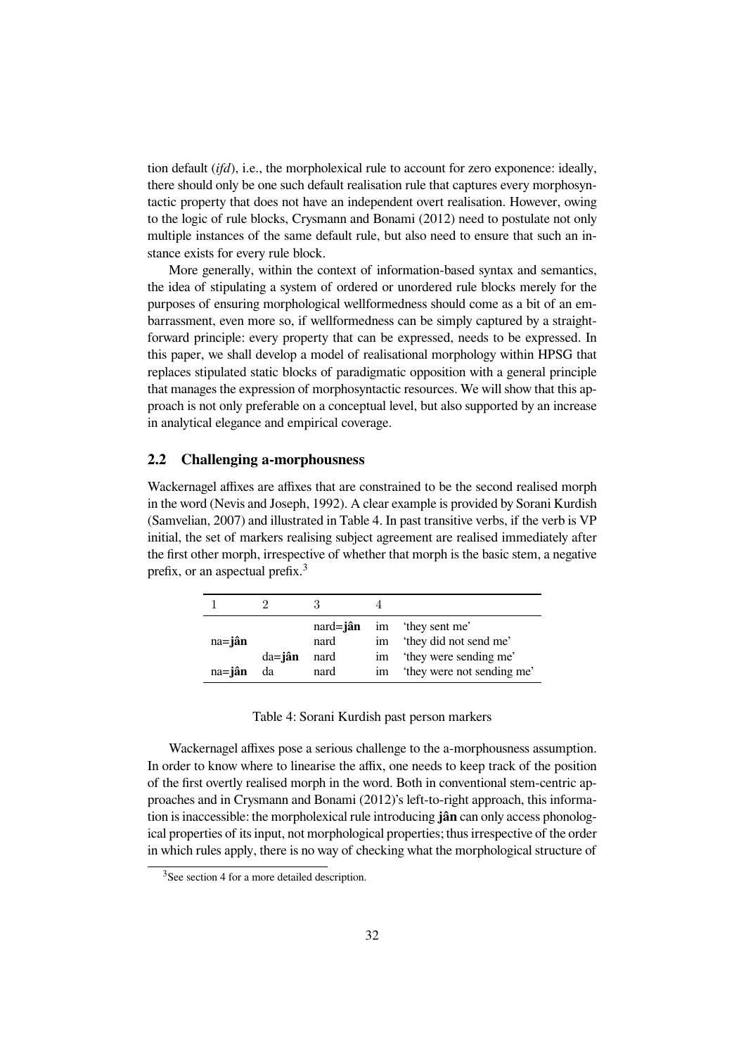tion default (*ifd*), i.e., the morpholexical rule to account for zero exponence: ideally, there should only be one such default realisation rule that captures every morphosyntactic property that does not have an independent overt realisation. However, owing to the logic of rule blocks, Crysmann and Bonami (2012) need to postulate not only multiple instances of the same default rule, but also need to ensure that such an instance exists for every rule block.

More generally, within the context of information-based syntax and semantics, the idea of stipulating a system of ordered or unordered rule blocks merely for the purposes of ensuring morphological wellformedness should come as a bit of an embarrassment, even more so, if wellformedness can be simply captured by a straightforward principle: every property that can be expressed, needs to be expressed. In this paper, we shall develop a model of realisational morphology within HPSG that replaces stipulated static blocks of paradigmatic opposition with a general principle that manages the expression of morphosyntactic resources. We will show that this approach is not only preferable on a conceptual level, but also supported by an increase in analytical elegance and empirical coverage.

## 2.2 Challenging a-morphousness

Wackernagel affixes are affixes that are constrained to be the second realised morph in the word (Nevis and Joseph, 1992). A clear example is provided by Sorani Kurdish (Samvelian, 2007) and illustrated in Table 4. In past transitive verbs, if the verb is VP initial, the set of markers realising subject agreement are realised immediately after the first other morph, irrespective of whether that morph is the basic stem, a negative prefix, or an aspectual prefix.[3]

| 1 | 2 | 3 | 4 | |
|---|---|---|---|---|
| | | nard=**jân** | im | 'they sent me' |
| na=**jân** | | nard | im | 'they did not send me' |
| | da=**jân** | nard | im | 'they were sending me' |
| na=**jân** | da | nard | im | 'they were not sending me' |

Table 4: Sorani Kurdish past person markers

Wackernagel affixes pose a serious challenge to the a-morphousness assumption. In order to know where to linearise the affix, one needs to keep track of the position of the first overtly realised morph in the word. Both in conventional stem-centric approaches and in Crysmann and Bonami (2012)'s left-to-right approach, this information is inaccessible: the morpholexical rule introducing **jân** can only access phonological properties of its input, not morphological properties; thus irrespective of the order in which rules apply, there is no way of checking what the morphological structure of

[3] See section 4 for a more detailed description.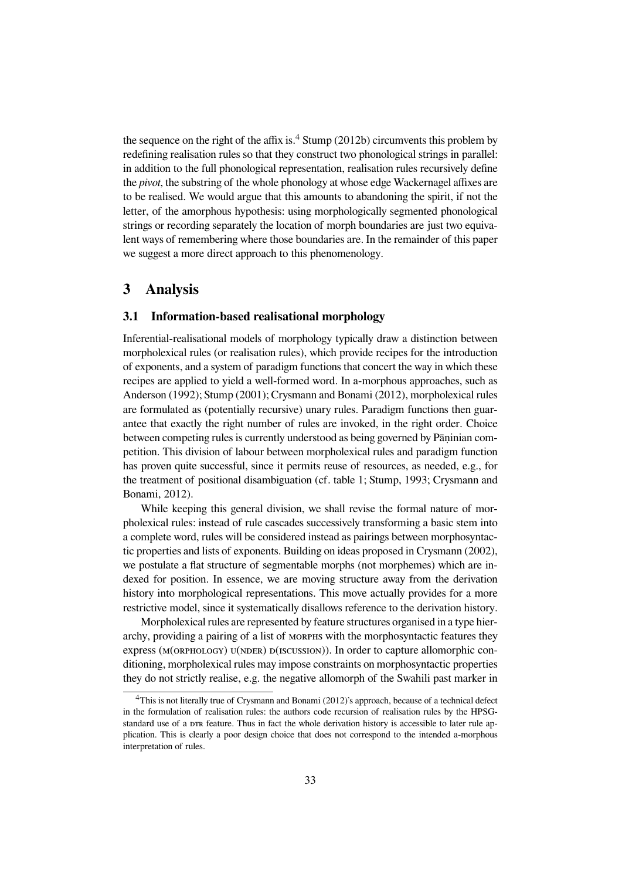the sequence on the right of the affix is.[4] Stump (2012b) circumvents this problem by redefining realisation rules so that they construct two phonological strings in parallel: in addition to the full phonological representation, realisation rules recursively define the *pivot*, the substring of the whole phonology at whose edge Wackernagel affixes are to be realised. We would argue that this amounts to abandoning the spirit, if not the letter, of the amorphous hypothesis: using morphologically segmented phonological strings or recording separately the location of morph boundaries are just two equivalent ways of remembering where those boundaries are. In the remainder of this paper we suggest a more direct approach to this phenomenology.

## 3 Analysis

### 3.1 Information-based realisational morphology

Inferential-realisational models of morphology typically draw a distinction between morpholexical rules (or realisation rules), which provide recipes for the introduction of exponents, and a system of paradigm functions that concert the way in which these recipes are applied to yield a well-formed word. In a-morphous approaches, such as Anderson (1992); Stump (2001); Crysmann and Bonami (2012), morpholexical rules are formulated as (potentially recursive) unary rules. Paradigm functions then guarantee that exactly the right number of rules are invoked, in the right order. Choice between competing rules is currently understood as being governed by Pāṇinian competition. This division of labour between morpholexical rules and paradigm function has proven quite successful, since it permits reuse of resources, as needed, e.g., for the treatment of positional disambiguation (cf. table 1; Stump, 1993; Crysmann and Bonami, 2012).

While keeping this general division, we shall revise the formal nature of morpholexical rules: instead of rule cascades successively transforming a basic stem into a complete word, rules will be considered instead as pairings between morphosyntactic properties and lists of exponents. Building on ideas proposed in Crysmann (2002), we postulate a flat structure of segmentable morphs (not morphemes) which are indexed for position. In essence, we are moving structure away from the derivation history into morphological representations. This move actually provides for a more restrictive model, since it systematically disallows reference to the derivation history.

Morpholexical rules are represented by feature structures organised in a type hierarchy, providing a pairing of a list of MORPHS with the morphosyntactic features they express (M(ORPHOLOGY) U(NDER) D(ISCUSSION)). In order to capture allomorphic conditioning, morpholexical rules may impose constraints on morphosyntactic properties they do not strictly realise, e.g. the negative allomorph of the Swahili past marker in

[4] This is not literally true of Crysmann and Bonami (2012)'s approach, because of a technical defect in the formulation of realisation rules: the authors code recursion of realisation rules by the HPSG-standard use of a DTR feature. Thus in fact the whole derivation history is accessible to later rule application. This is clearly a poor design choice that does not correspond to the intended a-morphous interpretation of rules.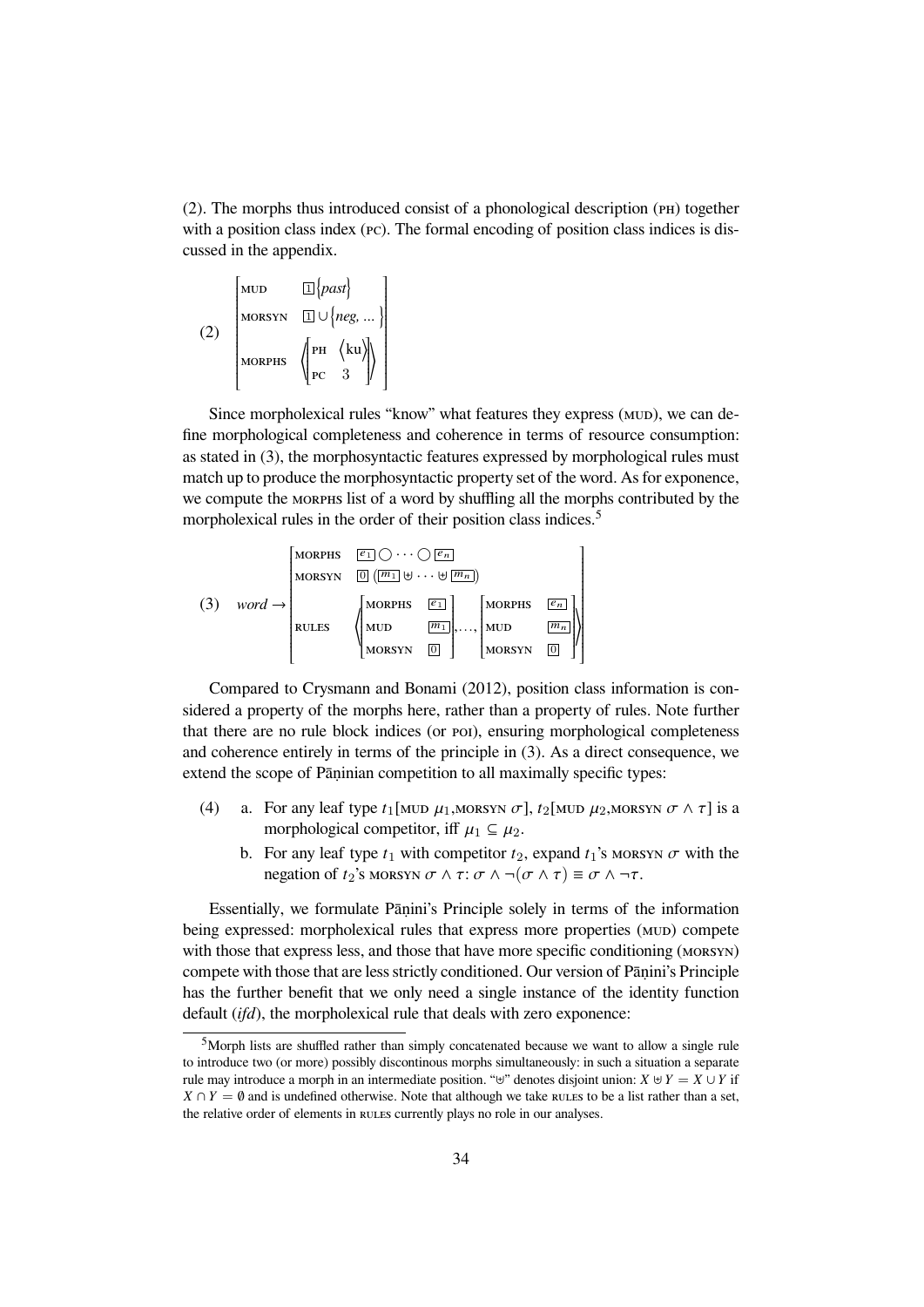(2). The morphs thus introduced consist of a phonological description (PH) together with a position class index (PC). The formal encoding of position class indices is discussed in the appendix.

$$\text{(2)}\quad \begin{bmatrix} \text{MUD} & \boxed{1}\left\{\textit{past}\right\} \\ \text{MORSYN} & \boxed{1} \cup \left\{\textit{neg}, \ldots\right\} \\ \text{MORPHS} & \left\langle \begin{bmatrix} \text{PH} & \langle \text{ku} \rangle \\ \text{PC} & 3 \end{bmatrix} \right\rangle \end{bmatrix}$$

Since morpholexical rules "know" what features they express (MUD), we can define morphological completeness and coherence in terms of resource consumption: as stated in (3), the morphosyntactic features expressed by morphological rules must match up to produce the morphosyntactic property set of the word. As for exponence, we compute the MORPHS list of a word by shuffling all the morphs contributed by the morpholexical rules in the order of their position class indices.[5]

$$\text{(3)}\quad \textit{word} \rightarrow \begin{bmatrix} \text{MORPHS} & \boxed{e_1} \bigcirc \cdots \bigcirc \boxed{e_n} \\ \text{MORSYN} & \boxed{0}\ (\boxed{m_1} \uplus \cdots \uplus \boxed{m_n}) \\ \text{RULES} & \left\langle \begin{bmatrix} \text{MORPHS} & \boxed{e_1} \\ \text{MUD} & \boxed{m_1} \\ \text{MORSYN} & \boxed{0} \end{bmatrix}, \ldots, \begin{bmatrix} \text{MORPHS} & \boxed{e_n} \\ \text{MUD} & \boxed{m_n} \\ \text{MORSYN} & \boxed{0} \end{bmatrix} \right\rangle \end{bmatrix}$$

Compared to Crysmann and Bonami (2012), position class information is considered a property of the morphs here, rather than a property of rules. Note further that there are no rule block indices (or POI), ensuring morphological completeness and coherence entirely in terms of the principle in (3). As a direct consequence, we extend the scope of Pāṇinian competition to all maximally specific types:

(4) a. For any leaf type $t_1$[MUD $\mu_1$,MORSYN $\sigma$], $t_2$[MUD $\mu_2$,MORSYN $\sigma \wedge \tau$] is a morphological competitor, iff $\mu_1 \subseteq \mu_2$.

b. For any leaf type $t_1$ with competitor $t_2$, expand $t_1$'s MORSYN $\sigma$ with the negation of $t_2$'s MORSYN $\sigma \wedge \tau$: $\sigma \wedge \neg(\sigma \wedge \tau) \equiv \sigma \wedge \neg\tau$.

Essentially, we formulate Pāṇini's Principle solely in terms of the information being expressed: morpholexical rules that express more properties (MUD) compete with those that express less, and those that have more specific conditioning (MORSYN) compete with those that are less strictly conditioned. Our version of Pāṇini's Principle has the further benefit that we only need a single instance of the identity function default (*ifd*), the morpholexical rule that deals with zero exponence:

[5] Morph lists are shuffled rather than simply concatenated because we want to allow a single rule to introduce two (or more) possibly discontinous morphs simultaneously: in such a situation a separate rule may introduce a morph in an intermediate position. "$\uplus$" denotes disjoint union: $X \uplus Y = X \cup Y$ if $X \cap Y = \emptyset$ and is undefined otherwise. Note that although we take RULES to be a list rather than a set, the relative order of elements in RULES currently plays no role in our analyses.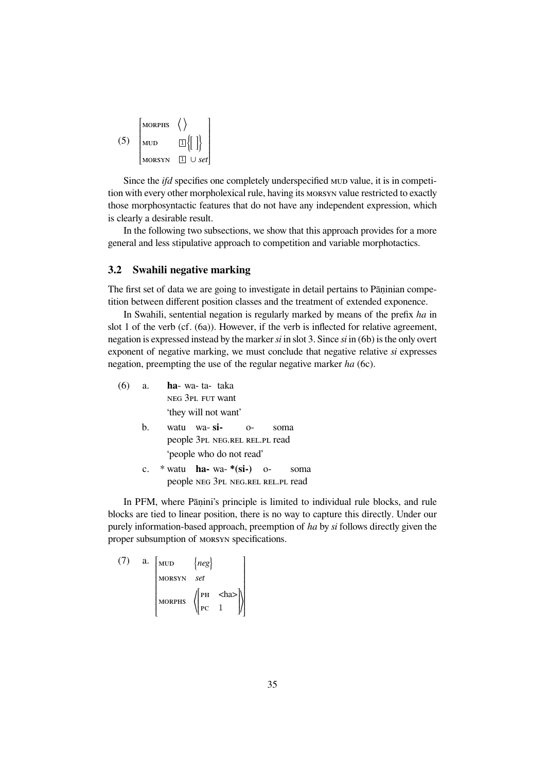(5) $\begin{bmatrix} \text{MORPHS} & \langle\,\rangle \\ \text{MUD} & \boxed{1}\left\{\left[\;\right]\right\} \\ \text{MORSYN} & \boxed{1} \cup \textit{set} \end{bmatrix}$

Since the *ifd* specifies one completely underspecified MUD value, it is in competition with every other morpholexical rule, having its MORSYN value restricted to exactly those morphosyntactic features that do not have any independent expression, which is clearly a desirable result.

In the following two subsections, we show that this approach provides for a more general and less stipulative approach to competition and variable morphotactics.

### 3.2 Swahili negative marking

The first set of data we are going to investigate in detail pertains to Pāṇinian competition between different position classes and the treatment of extended exponence.

In Swahili, sentential negation is regularly marked by means of the prefix *ha* in slot 1 of the verb (cf. (6a)). However, if the verb is inflected for relative agreement, negation is expressed instead by the marker *si* in slot 3. Since *si* in (6b) is the only overt exponent of negative marking, we must conclude that negative relative *si* expresses negation, preempting the use of the regular negative marker *ha* (6c).

(6) a. **ha-** wa- ta- taka
   NEG 3PL FUT want
   'they will not want'

   b. watu wa- **si-** o- soma
   people 3PL NEG.REL REL.PL read
   'people who do not read'

   c. * watu **ha-** wa- ***(si-)** o- soma
   people NEG 3PL NEG.REL REL.PL read

In PFM, where Pāṇini's principle is limited to individual rule blocks, and rule blocks are tied to linear position, there is no way to capture this directly. Under our purely information-based approach, preemption of *ha* by *si* follows directly given the proper subsumption of MORSYN specifications.

(7) a. $\begin{bmatrix} \text{MUD} & \{\textit{neg}\} \\ \text{MORSYN} & \textit{set} \\ \text{MORPHS} & \left\langle \begin{bmatrix} \text{PH} & \text{<ha>} \\ \text{PC} & 1 \end{bmatrix} \right\rangle \end{bmatrix}$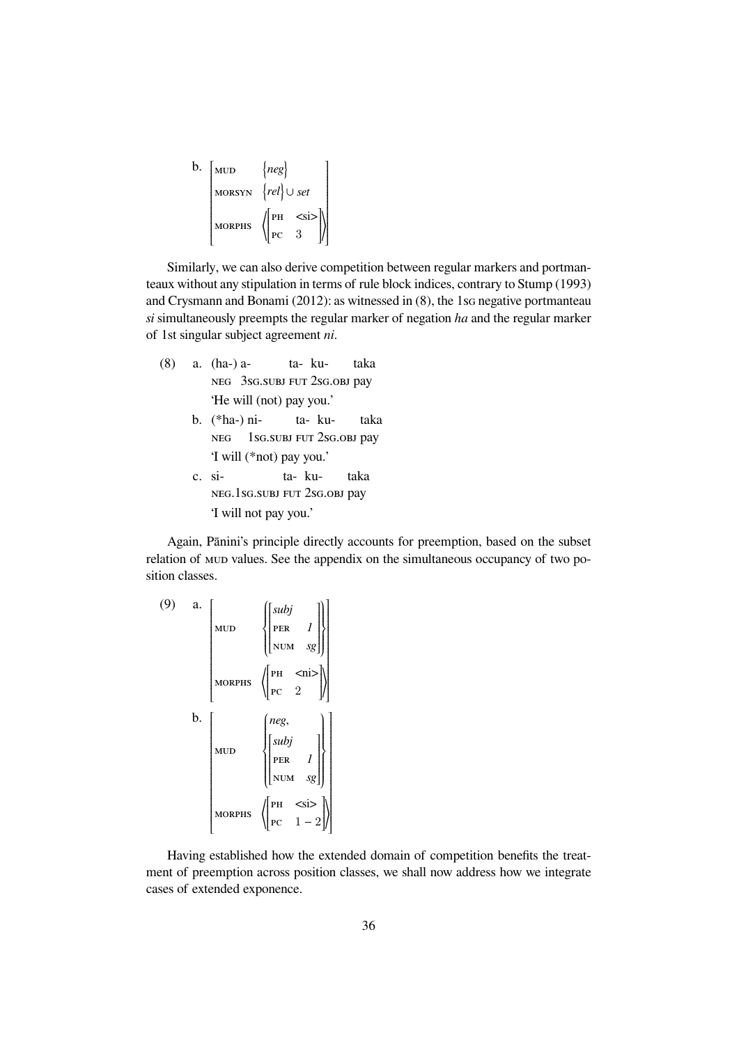b. $\begin{bmatrix} \text{MUD} & \{neg\} \\ \text{MORSYN} & \{rel\} \cup set \\ \text{MORPHS} & \left\langle \begin{bmatrix} \text{PH} & \text{<si>} \\ \text{PC} & 3 \end{bmatrix} \right\rangle \end{bmatrix}$

Similarly, we can also derive competition between regular markers and portmanteaux without any stipulation in terms of rule block indices, contrary to Stump (1993) and Crysmann and Bonami (2012): as witnessed in (8), the 1SG negative portmanteau *si* simultaneously preempts the regular marker of negation *ha* and the regular marker of 1st singular subject agreement *ni*.

(8) a. (ha-) a- ta- ku- taka
NEG 3SG.SUBJ FUT 2SG.OBJ pay
'He will (not) pay you.'

b. (*ha-) ni- ta- ku- taka
NEG 1SG.SUBJ FUT 2SG.OBJ pay
'I will (*not) pay you.'

c. si- ta- ku- taka
NEG.1SG.SUBJ FUT 2SG.OBJ pay
'I will not pay you.'

Again, Pāṇini's principle directly accounts for preemption, based on the subset relation of MUD values. See the appendix on the simultaneous occupancy of two position classes.

(9) a. $\begin{bmatrix} \text{MUD} & \left\{ \begin{bmatrix} subj \\ \text{PER} & 1 \\ \text{NUM} & sg \end{bmatrix} \right\} \\ \text{MORPHS} & \left\langle \begin{bmatrix} \text{PH} & \text{<ni>} \\ \text{PC} & 2 \end{bmatrix} \right\rangle \end{bmatrix}$

b. $\begin{bmatrix} \text{MUD} & \left\{ neg, \begin{bmatrix} subj \\ \text{PER} & 1 \\ \text{NUM} & sg \end{bmatrix} \right\} \\ \text{MORPHS} & \left\langle \begin{bmatrix} \text{PH} & \text{<si>} \\ \text{PC} & 1-2 \end{bmatrix} \right\rangle \end{bmatrix}$

Having established how the extended domain of competition benefits the treatment of preemption across position classes, we shall now address how we integrate cases of extended exponence.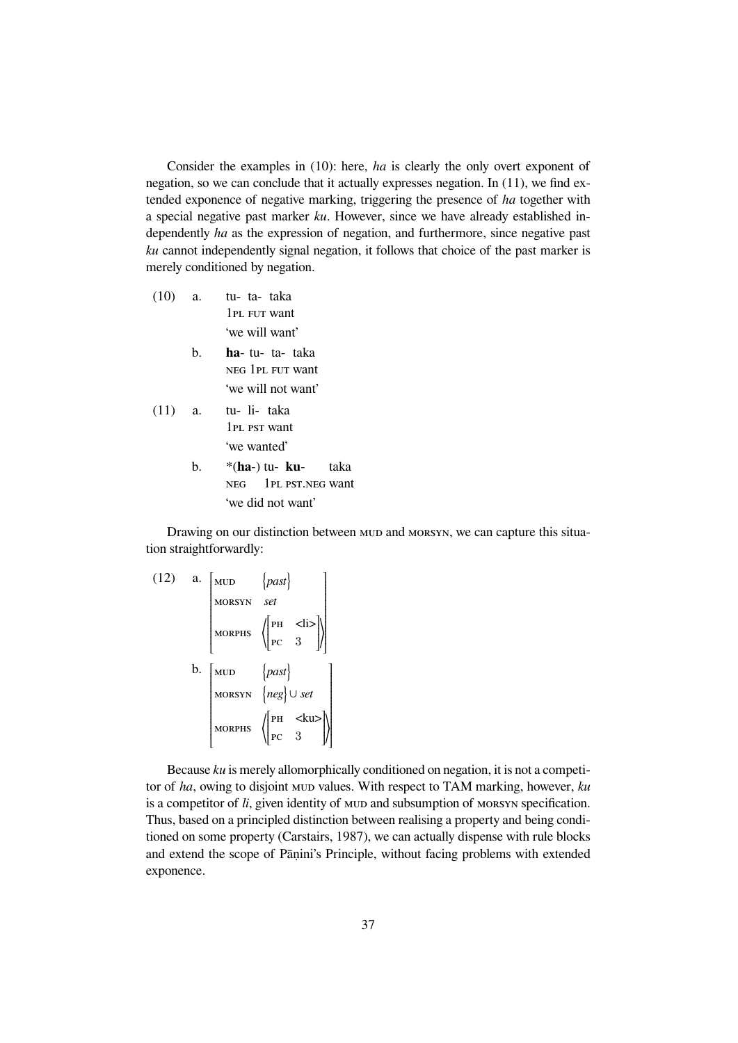Consider the examples in (10): here, *ha* is clearly the only overt exponent of negation, so we can conclude that it actually expresses negation. In (11), we find extended exponence of negative marking, triggering the presence of *ha* together with a special negative past marker *ku*. However, since we have already established independently *ha* as the expression of negation, and furthermore, since negative past *ku* cannot independently signal negation, it follows that choice of the past marker is merely conditioned by negation.

(10) a. tu- ta- taka
 1PL FUT want
 'we will want'

 b. **ha**- tu- ta- taka
 NEG 1PL FUT want
 'we will not want'

(11) a. tu- li- taka
 1PL PST want
 'we wanted'

 b. *(**ha**-) tu- **ku**- taka
 NEG 1PL PST.NEG want
 'we did not want'

Drawing on our distinction between MUD and MORSYN, we can capture this situation straightforwardly:

(12) a.
$$\begin{bmatrix} \text{MUD} & \{past\} \\ \text{MORSYN} & set \\ \text{MORPHS} & \left\langle \begin{bmatrix} \text{PH} & \text{<li>} \\ \text{PC} & 3 \end{bmatrix} \right\rangle \end{bmatrix}$$

 b.
$$\begin{bmatrix} \text{MUD} & \{past\} \\ \text{MORSYN} & \{neg\} \cup set \\ \text{MORPHS} & \left\langle \begin{bmatrix} \text{PH} & \text{<ku>} \\ \text{PC} & 3 \end{bmatrix} \right\rangle \end{bmatrix}$$

Because *ku* is merely allomorphically conditioned on negation, it is not a competitor of *ha*, owing to disjoint MUD values. With respect to TAM marking, however, *ku* is a competitor of *li*, given identity of MUD and subsumption of MORSYN specification. Thus, based on a principled distinction between realising a property and being conditioned on some property (Carstairs, 1987), we can actually dispense with rule blocks and extend the scope of Pāṇini's Principle, without facing problems with extended exponence.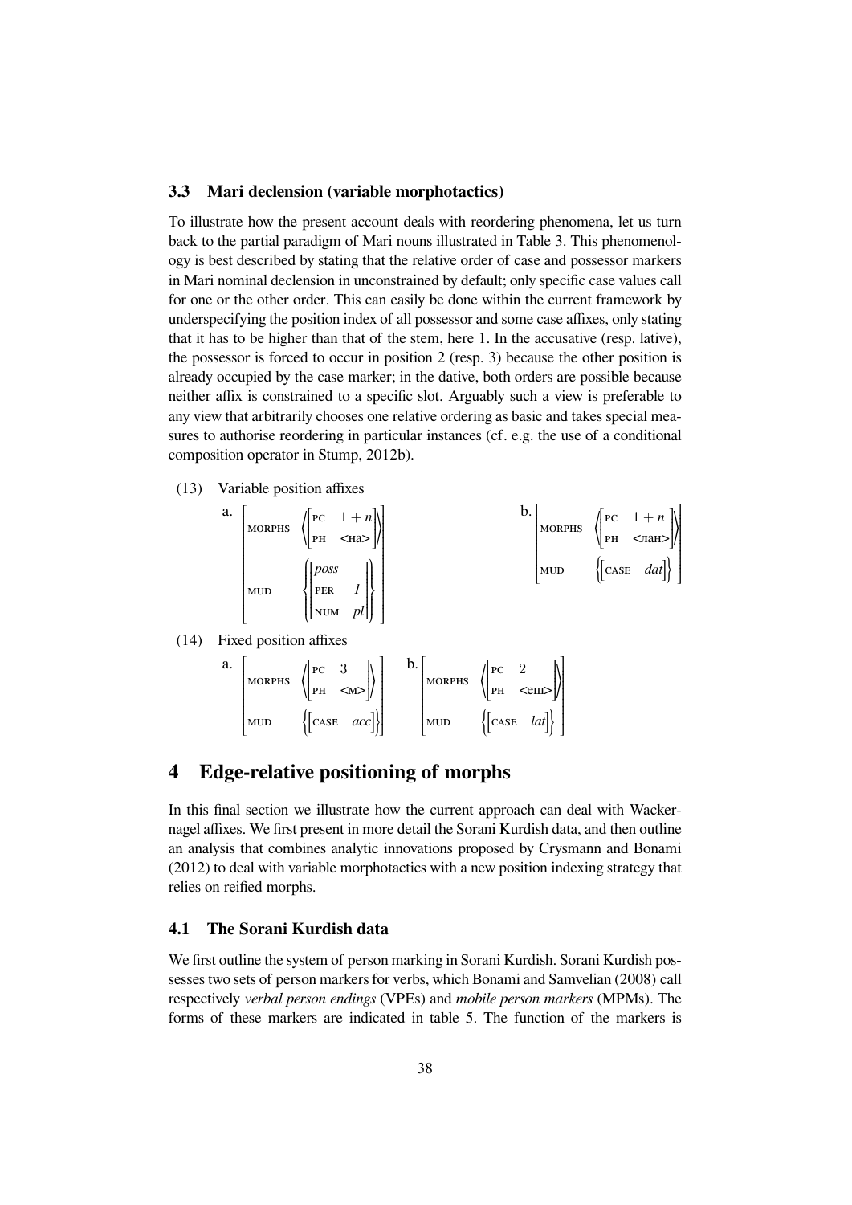### 3.3 Mari declension (variable morphotactics)

To illustrate how the present account deals with reordering phenomena, let us turn back to the partial paradigm of Mari nouns illustrated in Table 3. This phenomenology is best described by stating that the relative order of case and possessor markers in Mari nominal declension in unconstrained by default; only specific case values call for one or the other order. This can easily be done within the current framework by underspecifying the position index of all possessor and some case affixes, only stating that it has to be higher than that of the stem, here 1. In the accusative (resp. lative), the possessor is forced to occur in position 2 (resp. 3) because the other position is already occupied by the case marker; in the dative, both orders are possible because neither affix is constrained to a specific slot. Arguably such a view is preferable to any view that arbitrarily chooses one relative ordering as basic and takes special measures to authorise reordering in particular instances (cf. e.g. the use of a conditional composition operator in Stump, 2012b).

(13) Variable position affixes

a.
$$\begin{bmatrix} \textsc{morphs} & \left\langle \begin{bmatrix} \textsc{pc} & 1+n \\ \textsc{ph} & \text{<на>} \end{bmatrix} \right\rangle \\ \textsc{mud} & \left\{ \begin{bmatrix} \textit{poss} & \\ \textsc{per} & \textit{1} \\ \textsc{num} & \textit{pl} \end{bmatrix} \right\} \end{bmatrix}$$

b.
$$\begin{bmatrix} \textsc{morphs} & \left\langle \begin{bmatrix} \textsc{pc} & 1+n \\ \textsc{ph} & \text{<лан>} \end{bmatrix} \right\rangle \\ \textsc{mud} & \left\{ \begin{bmatrix} \textsc{case} & \textit{dat} \end{bmatrix} \right\} \end{bmatrix}$$

(14) Fixed position affixes

a.
$$\begin{bmatrix} \textsc{morphs} & \left\langle \begin{bmatrix} \textsc{pc} & 3 \\ \textsc{ph} & \text{<м>} \end{bmatrix} \right\rangle \\ \textsc{mud} & \left\{ \begin{bmatrix} \textsc{case} & \textit{acc} \end{bmatrix} \right\} \end{bmatrix}$$

b.
$$\begin{bmatrix} \textsc{morphs} & \left\langle \begin{bmatrix} \textsc{pc} & 2 \\ \textsc{ph} & \text{<еш>} \end{bmatrix} \right\rangle \\ \textsc{mud} & \left\{ \begin{bmatrix} \textsc{case} & \textit{lat} \end{bmatrix} \right\} \end{bmatrix}$$

## 4 Edge-relative positioning of morphs

In this final section we illustrate how the current approach can deal with Wackernagel affixes. We first present in more detail the Sorani Kurdish data, and then outline an analysis that combines analytic innovations proposed by Crysmann and Bonami (2012) to deal with variable morphotactics with a new position indexing strategy that relies on reified morphs.

### 4.1 The Sorani Kurdish data

We first outline the system of person marking in Sorani Kurdish. Sorani Kurdish possesses two sets of person markers for verbs, which Bonami and Samvelian (2008) call respectively *verbal person endings* (VPEs) and *mobile person markers* (MPMs). The forms of these markers are indicated in table 5. The function of the markers is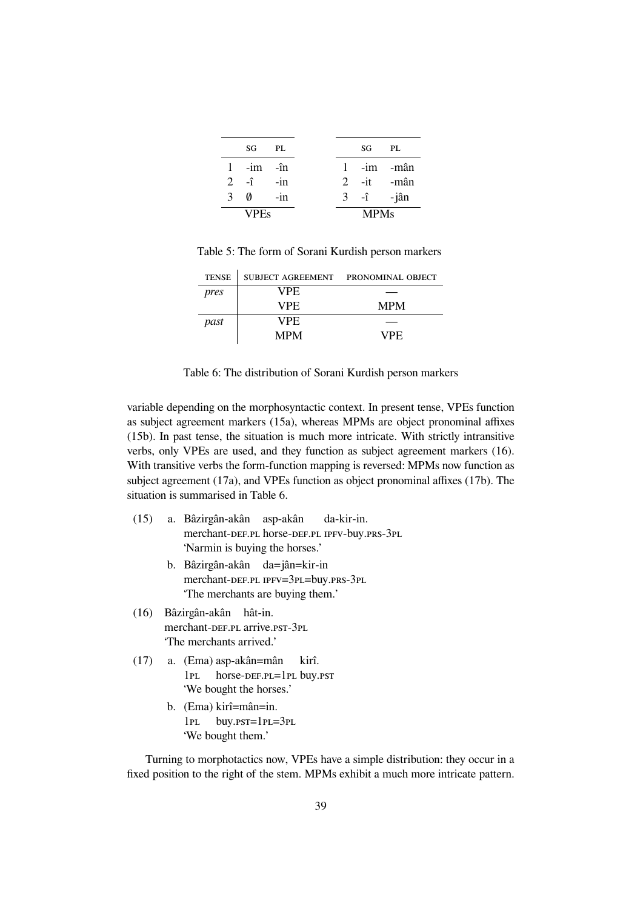| | SG | PL |
|---|---|---|
| 1 | -im | -în |
| 2 | -î | -in |
| 3 | ∅ | -in |
| VPEs | | |

| | SG | PL |
|---|---|---|
| 1 | -im | -mân |
| 2 | -it | -mân |
| 3 | -î | -jân |
| MPMs | | |

Table 5: The form of Sorani Kurdish person markers

| TENSE | SUBJECT AGREEMENT | PRONOMINAL OBJECT |
|---|---|---|
| *pres* | VPE | — |
| | VPE | MPM |
| *past* | VPE | — |
| | MPM | VPE |

Table 6: The distribution of Sorani Kurdish person markers

variable depending on the morphosyntactic context. In present tense, VPEs function as subject agreement markers (15a), whereas MPMs are object pronominal affixes (15b). In past tense, the situation is much more intricate. With strictly intransitive verbs, only VPEs are used, and they function as subject agreement markers (16). With transitive verbs the form-function mapping is reversed: MPMs now function as subject agreement (17a), and VPEs function as object pronominal affixes (17b). The situation is summarised in Table 6.

(15) a. Bâzirgân-akân asp-akân da-kir-in.
merchant-DEF.PL horse-DEF.PL IPFV-buy.PRS-3PL
'Narmin is buying the horses.'

b. Bâzirgân-akân da=jân=kir-in
merchant-DEF.PL IPFV=3PL=buy.PRS-3PL
'The merchants are buying them.'

(16) Bâzirgân-akân hât-in.
merchant-DEF.PL arrive.PST-3PL
'The merchants arrived.'

(17) a. (Ema) asp-akân=mân kirî.
1PL horse-DEF.PL=1PL buy.PST
'We bought the horses.'

b. (Ema) kirî=mân=in.
1PL buy.PST=1PL=3PL
'We bought them.'

Turning to morphotactics now, VPEs have a simple distribution: they occur in a fixed position to the right of the stem. MPMs exhibit a much more intricate pattern.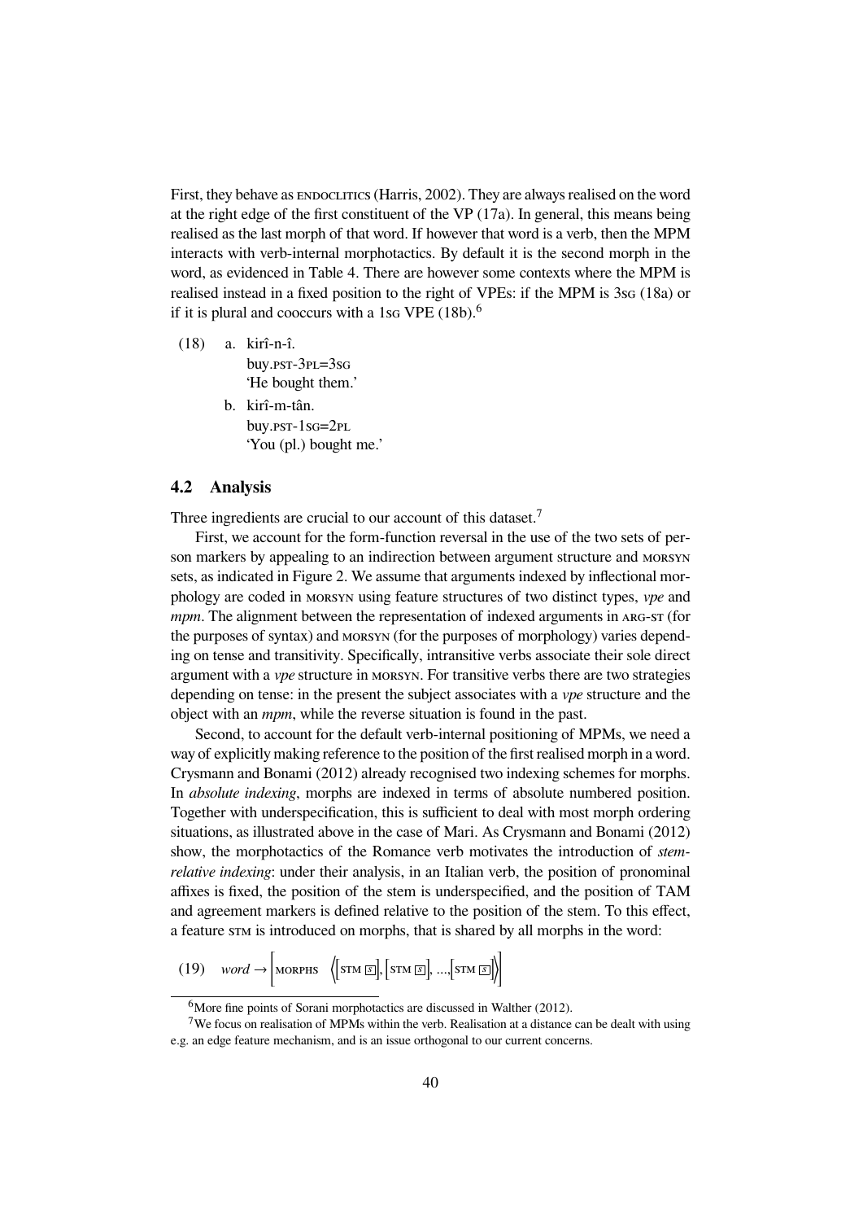First, they behave as ENDOCLITICS (Harris, 2002). They are always realised on the word at the right edge of the first constituent of the VP (17a). In general, this means being realised as the last morph of that word. If however that word is a verb, then the MPM interacts with verb-internal morphotactics. By default it is the second morph in the word, as evidenced in Table 4. There are however some contexts where the MPM is realised instead in a fixed position to the right of VPEs: if the MPM is 3SG (18a) or if it is plural and cooccurs with a 1SG VPE (18b).[6]

(18) a. kirî-n-î.
   buy.PST-3PL=3SG
   'He bought them.'

  b. kirî-m-tân.
   buy.PST-1SG=2PL
   'You (pl.) bought me.'

## 4.2 Analysis

Three ingredients are crucial to our account of this dataset.[7]

First, we account for the form-function reversal in the use of the two sets of person markers by appealing to an indirection between argument structure and MORSYN sets, as indicated in Figure 2. We assume that arguments indexed by inflectional morphology are coded in MORSYN using feature structures of two distinct types, *vpe* and *mpm*. The alignment between the representation of indexed arguments in ARG-ST (for the purposes of syntax) and MORSYN (for the purposes of morphology) varies depending on tense and transitivity. Specifically, intransitive verbs associate their sole direct argument with a *vpe* structure in MORSYN. For transitive verbs there are two strategies depending on tense: in the present the subject associates with a *vpe* structure and the object with an *mpm*, while the reverse situation is found in the past.

Second, to account for the default verb-internal positioning of MPMs, we need a way of explicitly making reference to the position of the first realised morph in a word. Crysmann and Bonami (2012) already recognised two indexing schemes for morphs. In *absolute indexing*, morphs are indexed in terms of absolute numbered position. Together with underspecification, this is sufficient to deal with most morph ordering situations, as illustrated above in the case of Mari. As Crysmann and Bonami (2012) show, the morphotactics of the Romance verb motivates the introduction of *stem-relative indexing*: under their analysis, in an Italian verb, the position of pronominal affixes is fixed, the position of the stem is underspecified, and the position of TAM and agreement markers is defined relative to the position of the stem. To this effect, a feature STM is introduced on morphs, that is shared by all morphs in the word:

(19) $word \rightarrow \left[ \text{MORPHS} \ \left\langle \left[ \text{STM} \ \boxed{s} \right], \left[ \text{STM} \ \boxed{s} \right], \ldots, \left[ \text{STM} \ \boxed{s} \right] \right\rangle \right]$

[6] More fine points of Sorani morphotactics are discussed in Walther (2012).

[7] We focus on realisation of MPMs within the verb. Realisation at a distance can be dealt with using e.g. an edge feature mechanism, and is an issue orthogonal to our current concerns.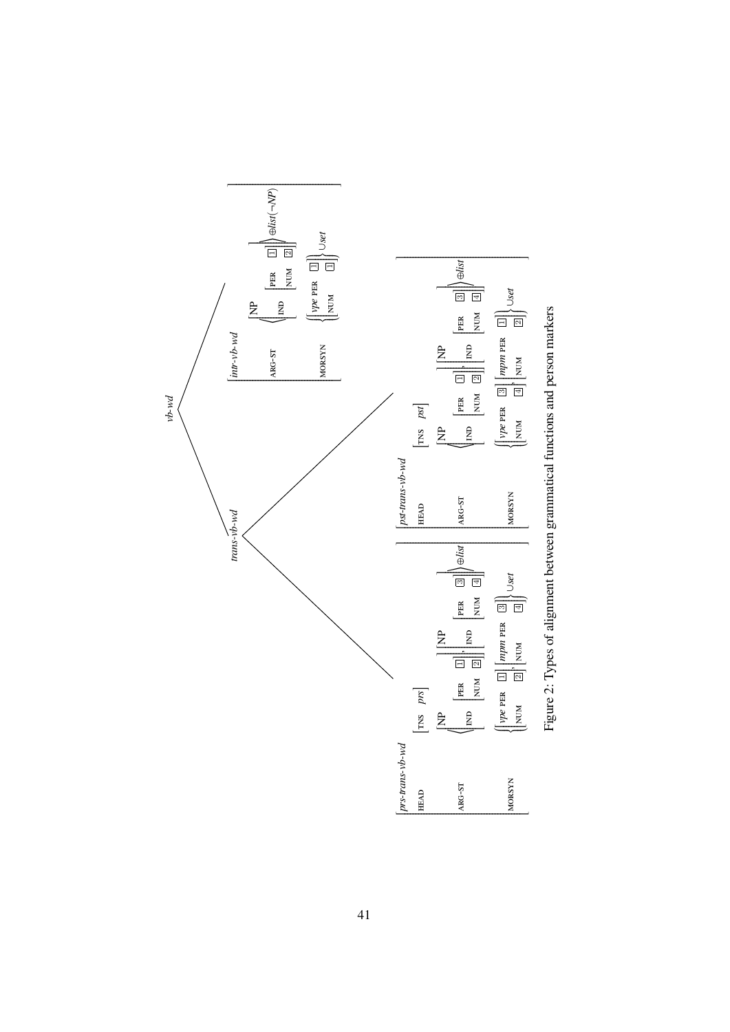$$
\textit{vb-wd} \rightarrow \textit{trans-vb-wd},\ \textit{intr-vb-wd}
$$

$$
\textit{trans-vb-wd} \rightarrow \textit{prs-trans-vb-wd},\ \textit{pst-trans-vb-wd}
$$

$$
\begin{bmatrix}
\textit{intr-vb-wd} & \\
\text{ARG-ST} & \left\langle \begin{bmatrix} \text{NP} \\ \text{IND} \begin{bmatrix} \text{PER} & \boxed{1} \\ \text{NUM} & \boxed{2} \end{bmatrix} \end{bmatrix} \right\rangle \oplus \textit{list}(\neg NP) \\
\text{MORSYN} & \left\{ \begin{bmatrix} \textit{vpe}\ \text{PER} & \boxed{1} \\ \text{NUM} & \boxed{1} \end{bmatrix} \right\} \cup \textit{set}
\end{bmatrix}
$$

$$
\begin{bmatrix}
\textit{prs-trans-vb-wd} & \\
\text{HEAD} & \begin{bmatrix} \text{TNS} & \textit{prs} \end{bmatrix} \\
\text{ARG-ST} & \left\langle \begin{bmatrix} \text{NP} \\ \text{IND} \begin{bmatrix} \text{PER} & \boxed{1} \\ \text{NUM} & \boxed{2} \end{bmatrix} \end{bmatrix}, \begin{bmatrix} \text{NP} \\ \text{IND} \begin{bmatrix} \text{PER} & \boxed{3} \\ \text{NUM} & \boxed{4} \end{bmatrix} \end{bmatrix} \right\rangle \oplus \textit{list} \\
\text{MORSYN} & \left\{ \begin{bmatrix} \textit{vpe}\ \text{PER} & \boxed{1} \\ \text{NUM} & \boxed{2} \end{bmatrix}, \begin{bmatrix} \textit{mpm}\ \text{PER} & \boxed{3} \\ \text{NUM} & \boxed{4} \end{bmatrix} \right\} \cup \textit{set}
\end{bmatrix}
$$

$$
\begin{bmatrix}
\textit{pst-trans-vb-wd} & \\
\text{HEAD} & \begin{bmatrix} \text{TNS} & \textit{pst} \end{bmatrix} \\
\text{ARG-ST} & \left\langle \begin{bmatrix} \text{NP} \\ \text{IND} \begin{bmatrix} \text{PER} & \boxed{1} \\ \text{NUM} & \boxed{2} \end{bmatrix} \end{bmatrix}, \begin{bmatrix} \text{NP} \\ \text{IND} \begin{bmatrix} \text{PER} & \boxed{3} \\ \text{NUM} & \boxed{4} \end{bmatrix} \end{bmatrix} \right\rangle \oplus \textit{list} \\
\text{MORSYN} & \left\{ \begin{bmatrix} \textit{vpe}\ \text{PER} & \boxed{3} \\ \text{NUM} & \boxed{4} \end{bmatrix}, \begin{bmatrix} \textit{mpm}\ \text{PER} & \boxed{1} \\ \text{NUM} & \boxed{2} \end{bmatrix} \right\} \cup \textit{set}
\end{bmatrix}
$$

Figure 2: Types of alignment between grammatical functions and person markers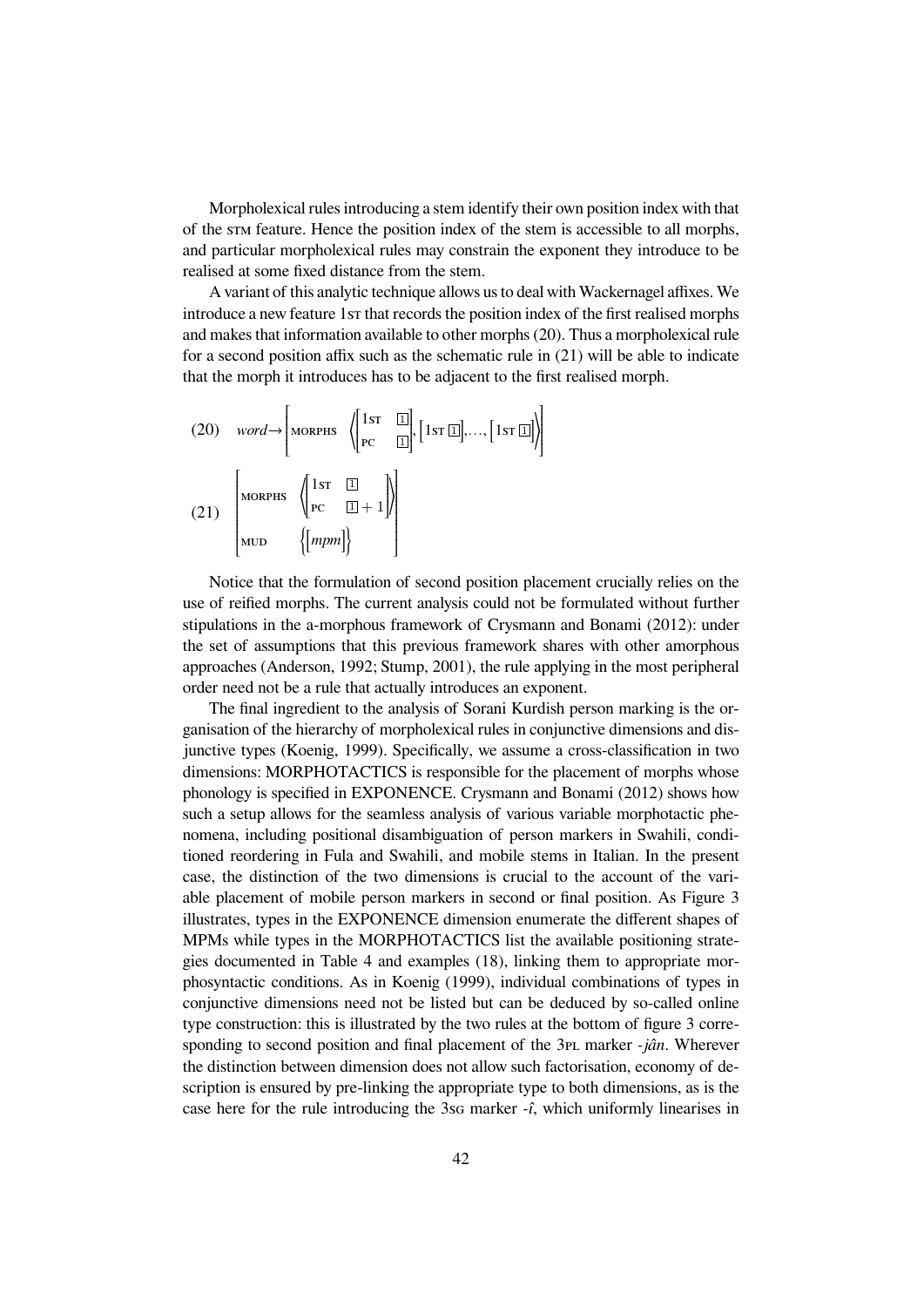Morpholexical rules introducing a stem identify their own position index with that of the STM feature. Hence the position index of the stem is accessible to all morphs, and particular morpholexical rules may constrain the exponent they introduce to be realised at some fixed distance from the stem.

A variant of this analytic technique allows us to deal with Wackernagel affixes. We introduce a new feature 1ST that records the position index of the first realised morphs and makes that information available to other morphs (20). Thus a morpholexical rule for a second position affix such as the schematic rule in (21) will be able to indicate that the morph it introduces has to be adjacent to the first realised morph.

(20) $$\textit{word} \rightarrow \left[\text{MORPHS} \quad \left\langle \begin{bmatrix} \text{1ST} & \boxed{1} \\ \text{PC} & \boxed{1} \end{bmatrix}, \begin{bmatrix} \text{1ST}\ \boxed{1} \end{bmatrix}, \ldots, \begin{bmatrix} \text{1ST}\ \boxed{1} \end{bmatrix} \right\rangle \right]$$

(21) $$\begin{bmatrix} \text{MORPHS} & \left\langle \begin{bmatrix} \text{1ST} & \boxed{1} \\ \text{PC} & \boxed{1}+1 \end{bmatrix} \right\rangle \\ \text{MUD} & \left\{ \begin{bmatrix} \textit{mpm} \end{bmatrix} \right\} \end{bmatrix}$$

Notice that the formulation of second position placement crucially relies on the use of reified morphs. The current analysis could not be formulated without further stipulations in the a-morphous framework of Crysmann and Bonami (2012): under the set of assumptions that this previous framework shares with other amorphous approaches (Anderson, 1992; Stump, 2001), the rule applying in the most peripheral order need not be a rule that actually introduces an exponent.

The final ingredient to the analysis of Sorani Kurdish person marking is the organisation of the hierarchy of morpholexical rules in conjunctive dimensions and disjunctive types (Koenig, 1999). Specifically, we assume a cross-classification in two dimensions: MORPHOTACTICS is responsible for the placement of morphs whose phonology is specified in EXPONENCE. Crysmann and Bonami (2012) shows how such a setup allows for the seamless analysis of various variable morphotactic phenomena, including positional disambiguation of person markers in Swahili, conditioned reordering in Fula and Swahili, and mobile stems in Italian. In the present case, the distinction of the two dimensions is crucial to the account of the variable placement of mobile person markers in second or final position. As Figure 3 illustrates, types in the EXPONENCE dimension enumerate the different shapes of MPMs while types in the MORPHOTACTICS list the available positioning strategies documented in Table 4 and examples (18), linking them to appropriate morphosyntactic conditions. As in Koenig (1999), individual combinations of types in conjunctive dimensions need not be listed but can be deduced by so-called online type construction: this is illustrated by the two rules at the bottom of figure 3 corresponding to second position and final placement of the 3PL marker *-jân*. Wherever the distinction between dimension does not allow such factorisation, economy of description is ensured by pre-linking the appropriate type to both dimensions, as is the case here for the rule introducing the 3SG marker *-î*, which uniformly linearises in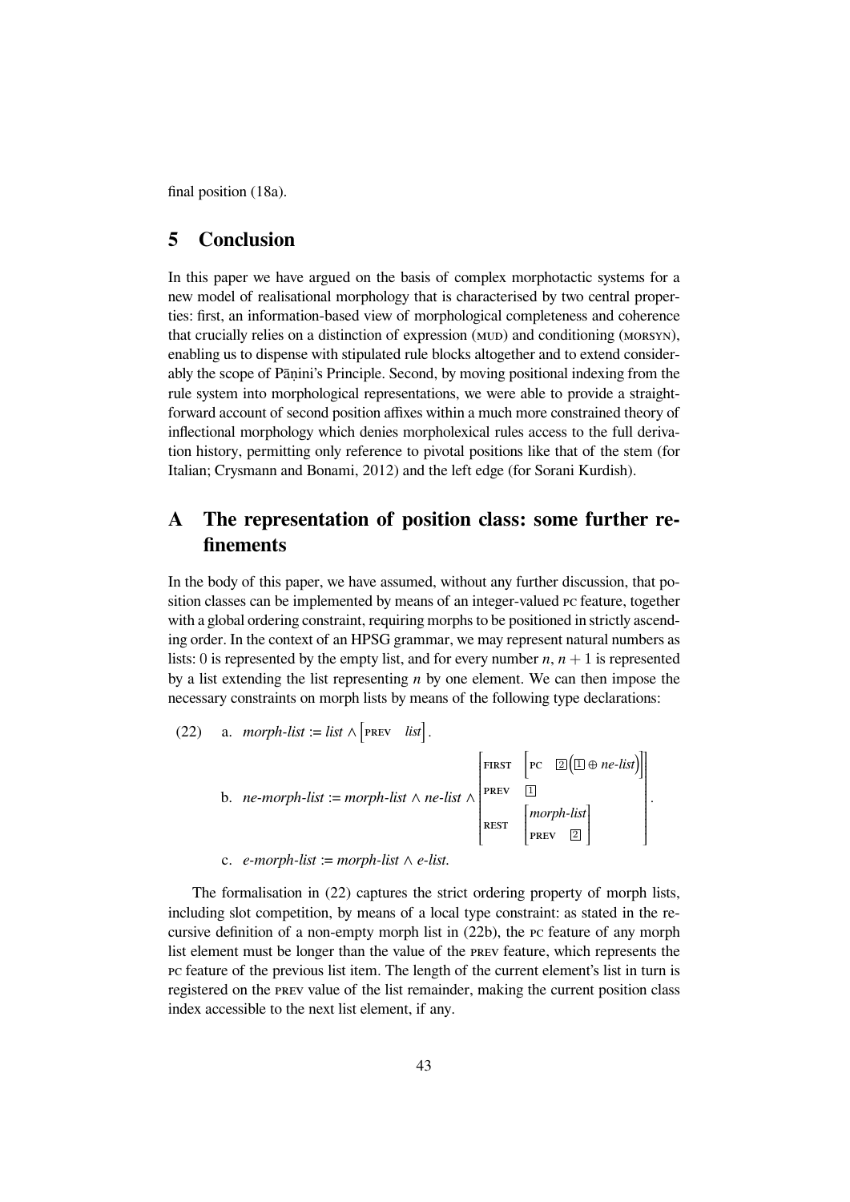final position (18a).

## 5 Conclusion

In this paper we have argued on the basis of complex morphotactic systems for a new model of realisational morphology that is characterised by two central properties: first, an information-based view of morphological completeness and coherence that crucially relies on a distinction of expression (MUD) and conditioning (MORSYN), enabling us to dispense with stipulated rule blocks altogether and to extend considerably the scope of Pāṇini's Principle. Second, by moving positional indexing from the rule system into morphological representations, we were able to provide a straightforward account of second position affixes within a much more constrained theory of inflectional morphology which denies morpholexical rules access to the full derivation history, permitting only reference to pivotal positions like that of the stem (for Italian; Crysmann and Bonami, 2012) and the left edge (for Sorani Kurdish).

## A The representation of position class: some further refinements

In the body of this paper, we have assumed, without any further discussion, that position classes can be implemented by means of an integer-valued PC feature, together with a global ordering constraint, requiring morphs to be positioned in strictly ascending order. In the context of an HPSG grammar, we may represent natural numbers as lists: 0 is represented by the empty list, and for every number $n$, $n + 1$ is represented by a list extending the list representing $n$ by one element. We can then impose the necessary constraints on morph lists by means of the following type declarations:

(22)
a. $\textit{morph-list} := \textit{list} \wedge \left[\text{PREV} \quad \textit{list}\right].$

b. $\textit{ne-morph-list} := \textit{morph-list} \wedge \textit{ne-list} \wedge \begin{bmatrix} \text{FIRST} & \left[\text{PC} \quad \boxed{2}\left(\boxed{1} \oplus \textit{ne-list}\right)\right] \\ \text{PREV} & \boxed{1} \\ \text{REST} & \begin{bmatrix} \textit{morph-list} \\ \text{PREV} \quad \boxed{2} \end{bmatrix} \end{bmatrix}.$

c. $\textit{e-morph-list} := \textit{morph-list} \wedge \textit{e-list}.$

The formalisation in (22) captures the strict ordering property of morph lists, including slot competition, by means of a local type constraint: as stated in the recursive definition of a non-empty morph list in (22b), the PC feature of any morph list element must be longer than the value of the PREV feature, which represents the PC feature of the previous list item. The length of the current element's list in turn is registered on the PREV value of the list remainder, making the current position class index accessible to the next list element, if any.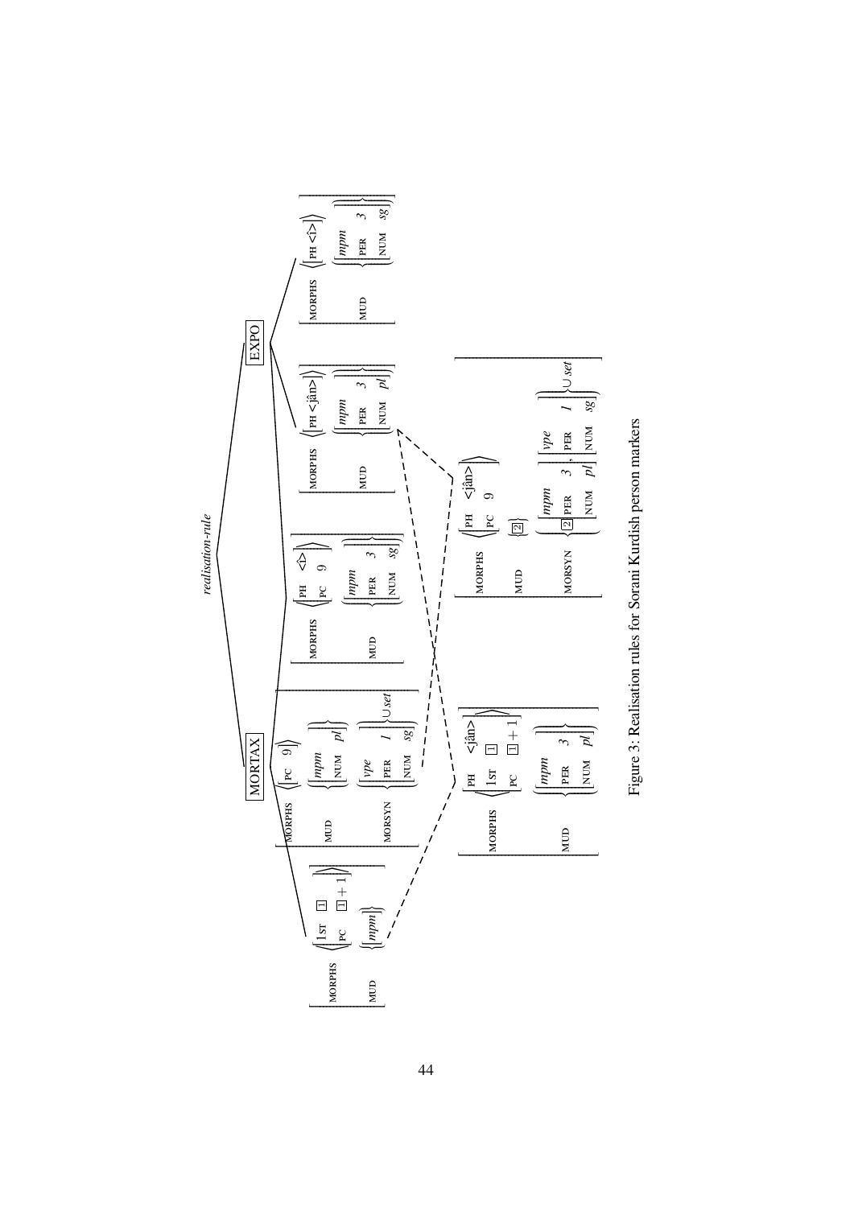Figure 3: Realisation rules for Sorani Kurdish person markers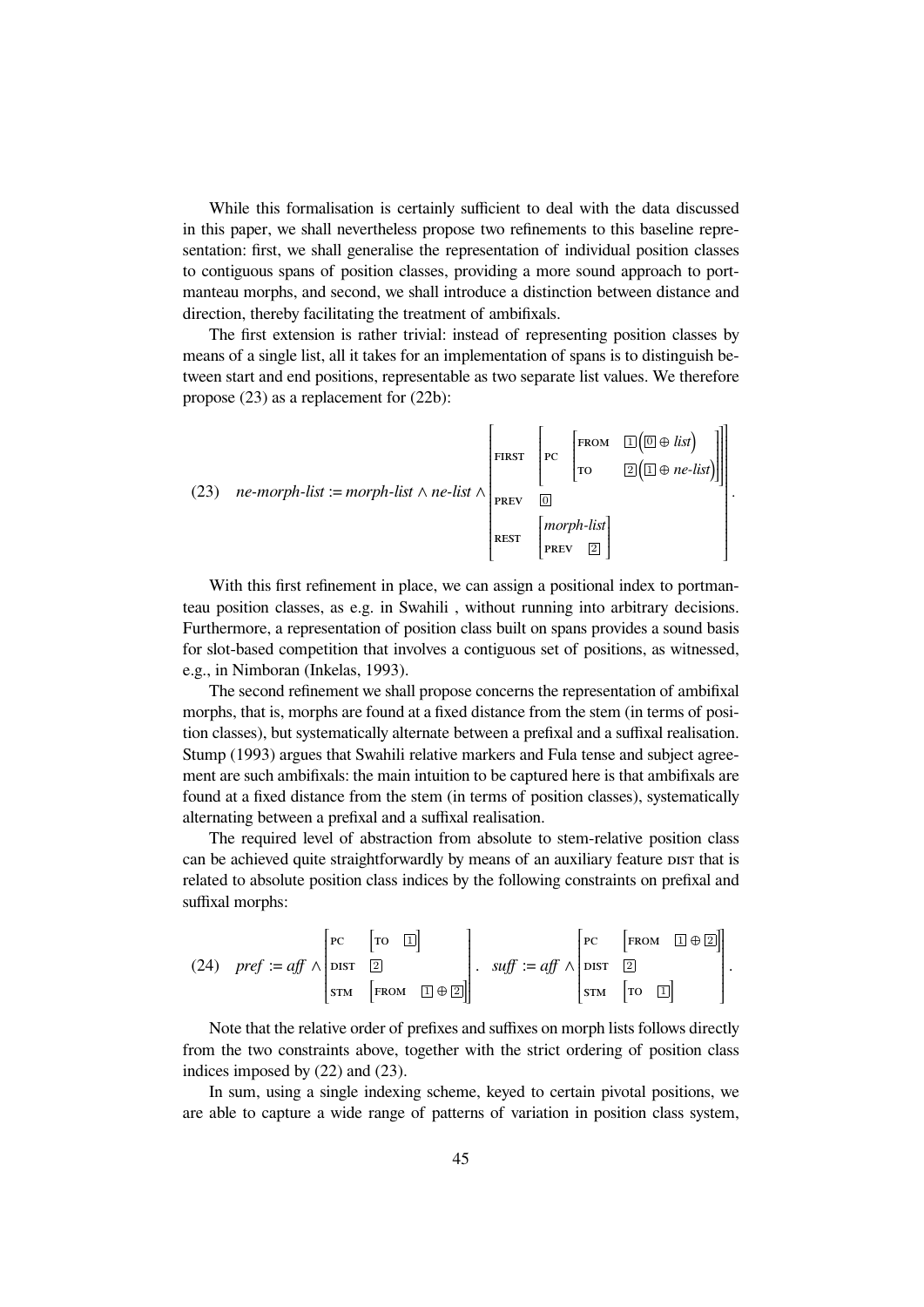While this formalisation is certainly sufficient to deal with the data discussed in this paper, we shall nevertheless propose two refinements to this baseline representation: first, we shall generalise the representation of individual position classes to contiguous spans of position classes, providing a more sound approach to portmanteau morphs, and second, we shall introduce a distinction between distance and direction, thereby facilitating the treatment of ambifixals.

The first extension is rather trivial: instead of representing position classes by means of a single list, all it takes for an implementation of spans is to distinguish between start and end positions, representable as two separate list values. We therefore propose (23) as a replacement for (22b):

(23) $$\textit{ne-morph-list} := \textit{morph-list} \wedge \textit{ne-list} \wedge \begin{bmatrix} \text{FIRST} & \begin{bmatrix} \text{PC} & \begin{bmatrix} \text{FROM} & \boxed{1}\left(\boxed{0} \oplus \textit{list}\right) \\ \text{TO} & \boxed{2}\left(\boxed{1} \oplus \textit{ne-list}\right) \end{bmatrix} \end{bmatrix} \\ \text{PREV} & \boxed{0} \\ \text{REST} & \begin{bmatrix} \textit{morph-list} \\ \text{PREV} \quad \boxed{2} \end{bmatrix} \end{bmatrix}.$$

With this first refinement in place, we can assign a positional index to portmanteau position classes, as e.g. in Swahili , without running into arbitrary decisions. Furthermore, a representation of position class built on spans provides a sound basis for slot-based competition that involves a contiguous set of positions, as witnessed, e.g., in Nimboran (Inkelas, 1993).

The second refinement we shall propose concerns the representation of ambifixal morphs, that is, morphs are found at a fixed distance from the stem (in terms of position classes), but systematically alternate between a prefixal and a suffixal realisation. Stump (1993) argues that Swahili relative markers and Fula tense and subject agreement are such ambifixals: the main intuition to be captured here is that ambifixals are found at a fixed distance from the stem (in terms of position classes), systematically alternating between a prefixal and a suffixal realisation.

The required level of abstraction from absolute to stem-relative position class can be achieved quite straightforwardly by means of an auxiliary feature DIST that is related to absolute position class indices by the following constraints on prefixal and suffixal morphs:

(24) $$\textit{pref} := \textit{aff} \wedge \begin{bmatrix} \text{PC} & \begin{bmatrix} \text{TO} & \boxed{1} \end{bmatrix} \\ \text{DIST} & \boxed{2} \\ \text{STM} & \begin{bmatrix} \text{FROM} & \boxed{1} \oplus \boxed{2} \end{bmatrix} \end{bmatrix}. \quad \textit{suff} := \textit{aff} \wedge \begin{bmatrix} \text{PC} & \begin{bmatrix} \text{FROM} & \boxed{1} \oplus \boxed{2} \end{bmatrix} \\ \text{DIST} & \boxed{2} \\ \text{STM} & \begin{bmatrix} \text{TO} & \boxed{1} \end{bmatrix} \end{bmatrix}.$$

Note that the relative order of prefixes and suffixes on morph lists follows directly from the two constraints above, together with the strict ordering of position class indices imposed by (22) and (23).

In sum, using a single indexing scheme, keyed to certain pivotal positions, we are able to capture a wide range of patterns of variation in position class system,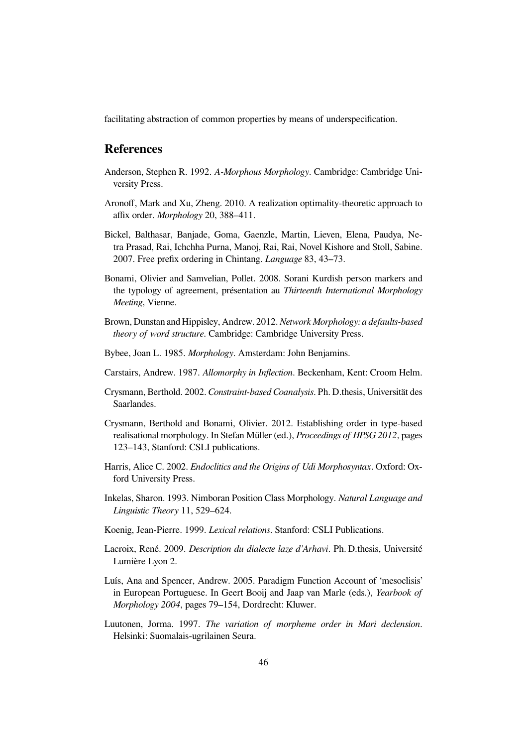facilitating abstraction of common properties by means of underspecification.

## References

Anderson, Stephen R. 1992. *A-Morphous Morphology*. Cambridge: Cambridge University Press.

Aronoff, Mark and Xu, Zheng. 2010. A realization optimality-theoretic approach to affix order. *Morphology* 20, 388–411.

Bickel, Balthasar, Banjade, Goma, Gaenzle, Martin, Lieven, Elena, Paudya, Netra Prasad, Rai, Ichchha Purna, Manoj, Rai, Rai, Novel Kishore and Stoll, Sabine. 2007. Free prefix ordering in Chintang. *Language* 83, 43–73.

Bonami, Olivier and Samvelian, Pollet. 2008. Sorani Kurdish person markers and the typology of agreement, présentation au *Thirteenth International Morphology Meeting*, Vienne.

Brown, Dunstan and Hippisley, Andrew. 2012. *Network Morphology: a defaults-based theory of word structure*. Cambridge: Cambridge University Press.

Bybee, Joan L. 1985. *Morphology*. Amsterdam: John Benjamins.

Carstairs, Andrew. 1987. *Allomorphy in Inflection*. Beckenham, Kent: Croom Helm.

Crysmann, Berthold. 2002. *Constraint-based Coanalysis*. Ph. D.thesis, Universität des Saarlandes.

Crysmann, Berthold and Bonami, Olivier. 2012. Establishing order in type-based realisational morphology. In Stefan Müller (ed.), *Proceedings of HPSG 2012*, pages 123–143, Stanford: CSLI publications.

Harris, Alice C. 2002. *Endoclitics and the Origins of Udi Morphosyntax*. Oxford: Oxford University Press.

Inkelas, Sharon. 1993. Nimboran Position Class Morphology. *Natural Language and Linguistic Theory* 11, 529–624.

Koenig, Jean-Pierre. 1999. *Lexical relations*. Stanford: CSLI Publications.

Lacroix, René. 2009. *Description du dialecte laze d'Arhavi*. Ph. D.thesis, Université Lumière Lyon 2.

Luís, Ana and Spencer, Andrew. 2005. Paradigm Function Account of 'mesoclisis' in European Portuguese. In Geert Booij and Jaap van Marle (eds.), *Yearbook of Morphology 2004*, pages 79–154, Dordrecht: Kluwer.

Luutonen, Jorma. 1997. *The variation of morpheme order in Mari declension*. Helsinki: Suomalais-ugrilainen Seura.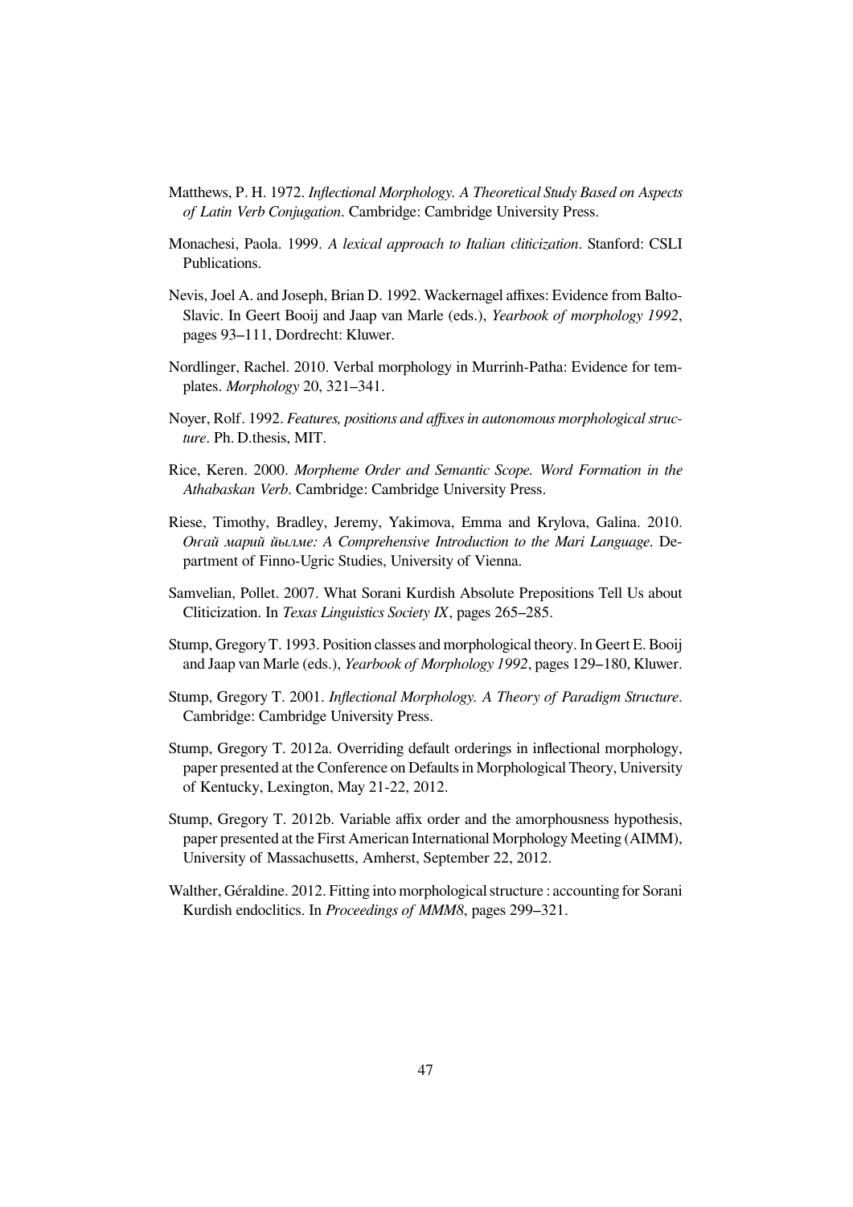Matthews, P. H. 1972. *Inflectional Morphology. A Theoretical Study Based on Aspects of Latin Verb Conjugation*. Cambridge: Cambridge University Press.

Monachesi, Paola. 1999. *A lexical approach to Italian cliticization*. Stanford: CSLI Publications.

Nevis, Joel A. and Joseph, Brian D. 1992. Wackernagel affixes: Evidence from Balto-Slavic. In Geert Booij and Jaap van Marle (eds.), *Yearbook of morphology 1992*, pages 93–111, Dordrecht: Kluwer.

Nordlinger, Rachel. 2010. Verbal morphology in Murrinh-Patha: Evidence for templates. *Morphology* 20, 321–341.

Noyer, Rolf. 1992. *Features, positions and affixes in autonomous morphological structure*. Ph. D.thesis, MIT.

Rice, Keren. 2000. *Morpheme Order and Semantic Scope. Word Formation in the Athabaskan Verb*. Cambridge: Cambridge University Press.

Riese, Timothy, Bradley, Jeremy, Yakimova, Emma and Krylova, Galina. 2010. *Оҥай марий йылме: A Comprehensive Introduction to the Mari Language*. Department of Finno-Ugric Studies, University of Vienna.

Samvelian, Pollet. 2007. What Sorani Kurdish Absolute Prepositions Tell Us about Cliticization. In *Texas Linguistics Society IX*, pages 265–285.

Stump, Gregory T. 1993. Position classes and morphological theory. In Geert E. Booij and Jaap van Marle (eds.), *Yearbook of Morphology 1992*, pages 129–180, Kluwer.

Stump, Gregory T. 2001. *Inflectional Morphology. A Theory of Paradigm Structure*. Cambridge: Cambridge University Press.

Stump, Gregory T. 2012a. Overriding default orderings in inflectional morphology, paper presented at the Conference on Defaults in Morphological Theory, University of Kentucky, Lexington, May 21-22, 2012.

Stump, Gregory T. 2012b. Variable affix order and the amorphousness hypothesis, paper presented at the First American International Morphology Meeting (AIMM), University of Massachusetts, Amherst, September 22, 2012.

Walther, Géraldine. 2012. Fitting into morphological structure : accounting for Sorani Kurdish endoclitics. In *Proceedings of MMM8*, pages 299–321.